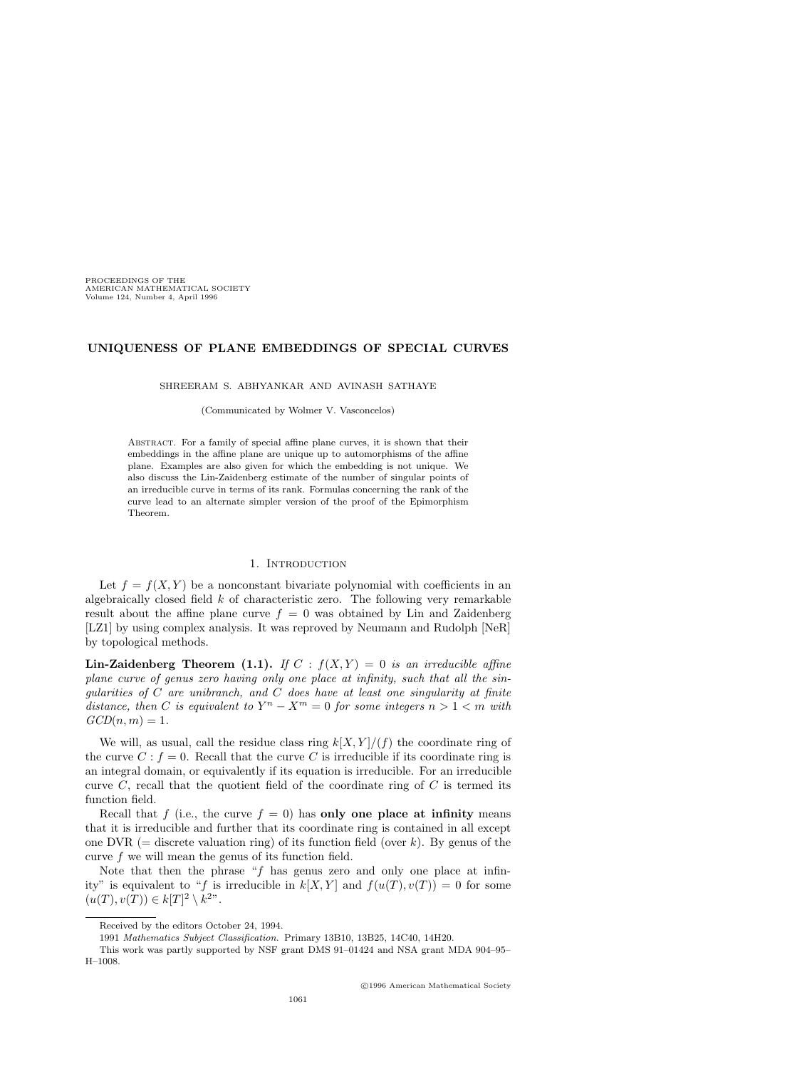# UNIQUENESS OF PLANE EMBEDDINGS OF SPECIAL CURVES

SHREERAM S. ABHYANKAR AND AVINASH SATHAYE

(Communicated by Wolmer V. Vasconcelos)

Abstract. For a family of special affine plane curves, it is shown that their embeddings in the affine plane are unique up to automorphisms of the affine plane. Examples are also given for which the embedding is not unique. We also discuss the Lin-Zaidenberg estimate of the number of singular points of an irreducible curve in terms of its rank. Formulas concerning the rank of the curve lead to an alternate simpler version of the proof of the Epimorphism Theorem.

## 1. Introduction

Let $f = f(X, Y)$ be a nonconstant bivariate polynomial with coefficients in an algebraically closed field $k$ of characteristic zero. The following very remarkable result about the affine plane curve $f = 0$ was obtained by Lin and Zaidenberg [LZ1] by using complex analysis. It was reproved by Neumann and Rudolph [NeR] by topological methods.

**Lin-Zaidenberg Theorem (1.1).** *If $C : f(X, Y) = 0$ is an irreducible affine plane curve of genus zero having only one place at infinity, such that all the singularities of $C$ are unibranch, and $C$ does have at least one singularity at finite distance, then $C$ is equivalent to $Y^n - X^m = 0$ for some integers $n > 1 < m$ with $GCD(n, m) = 1$.*

We will, as usual, call the residue class ring $k[X, Y]/(f)$ the coordinate ring of the curve $C : f = 0$. Recall that the curve $C$ is irreducible if its coordinate ring is an integral domain, or equivalently if its equation is irreducible. For an irreducible curve $C$, recall that the quotient field of the coordinate ring of $C$ is termed its function field.

Recall that $f$ (i.e., the curve $f = 0$) has **only one place at infinity** means that it is irreducible and further that its coordinate ring is contained in all except one DVR (= discrete valuation ring) of its function field (over $k$). By genus of the curve $f$ we will mean the genus of its function field.

Note that then the phrase "$f$ has genus zero and only one place at infinity" is equivalent to "$f$ is irreducible in $k[X, Y]$ and $f(u(T), v(T)) = 0$ for some $(u(T), v(T)) \in k[T]^2 \setminus k^2$".

---

Received by the editors October 24, 1994.

1991 *Mathematics Subject Classification.* Primary 13B10, 13B25, 14C40, 14H20.

This work was partly supported by NSF grant DMS 91–01424 and NSA grant MDA 904–95–H–1008.

©1996 American Mathematical Society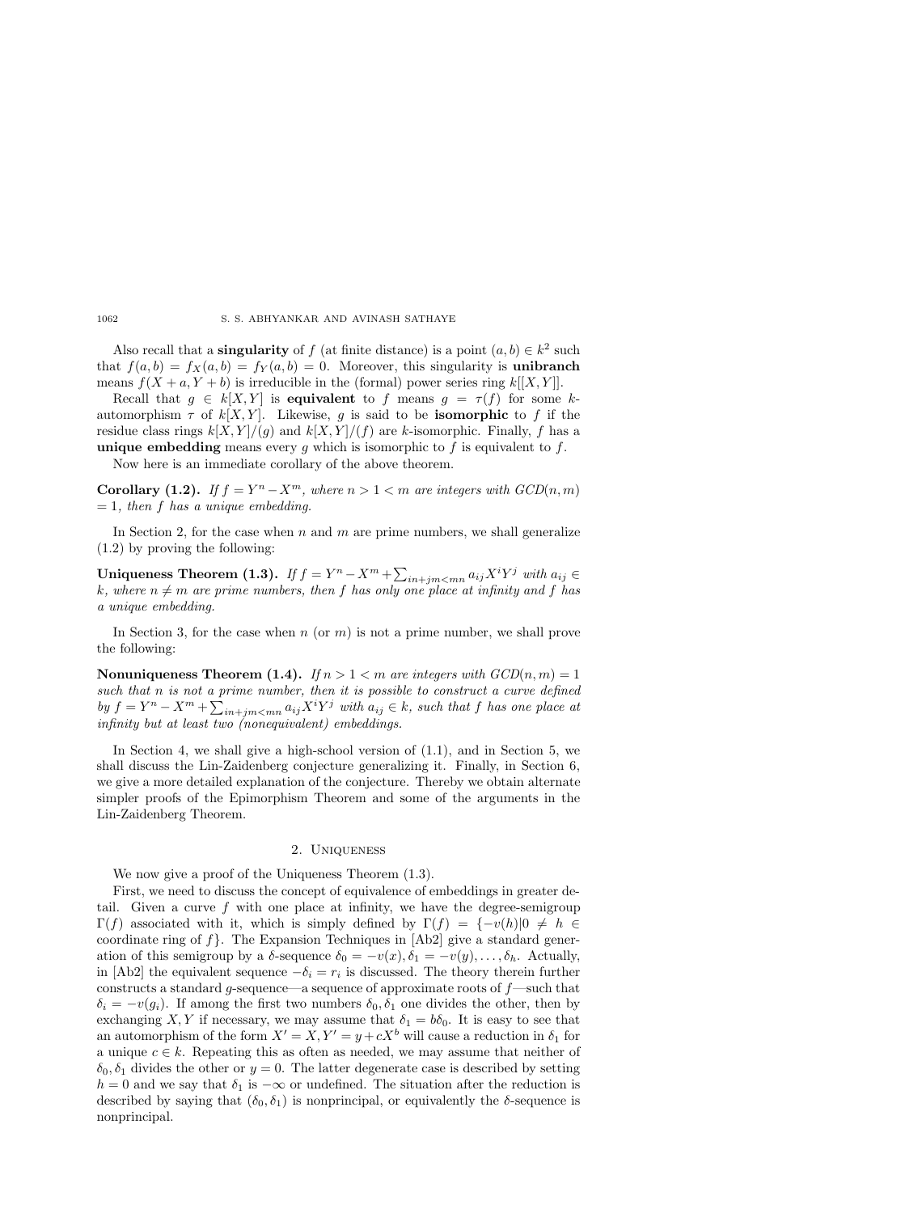Also recall that a **singularity** of $f$ (at finite distance) is a point $(a,b) \in k^2$ such that $f(a,b) = f_X(a,b) = f_Y(a,b) = 0$. Moreover, this singularity is **unibranch** means $f(X+a, Y+b)$ is irreducible in the (formal) power series ring $k[[X,Y]]$.

Recall that $g \in k[X,Y]$ is **equivalent** to $f$ means $g = \tau(f)$ for some $k$-automorphism $\tau$ of $k[X,Y]$. Likewise, $g$ is said to be **isomorphic** to $f$ if the residue class rings $k[X,Y]/(g)$ and $k[X,Y]/(f)$ are $k$-isomorphic. Finally, $f$ has a **unique embedding** means every $g$ which is isomorphic to $f$ is equivalent to $f$.

Now here is an immediate corollary of the above theorem.

**Corollary (1.2).** *If $f = Y^n - X^m$, where $n > 1 < m$ are integers with $GCD(n,m) = 1$, then $f$ has a unique embedding.*

In Section 2, for the case when $n$ and $m$ are prime numbers, we shall generalize (1.2) by proving the following:

**Uniqueness Theorem (1.3).** *If $f = Y^n - X^m + \sum_{in+jm<mn} a_{ij}X^iY^j$ with $a_{ij} \in k$, where $n \neq m$ are prime numbers, then $f$ has only one place at infinity and $f$ has a unique embedding.*

In Section 3, for the case when $n$ (or $m$) is not a prime number, we shall prove the following:

**Nonuniqueness Theorem (1.4).** *If $n > 1 < m$ are integers with $GCD(n,m) = 1$ such that $n$ is not a prime number, then it is possible to construct a curve defined by $f = Y^n - X^m + \sum_{in+jm<mn} a_{ij}X^iY^j$ with $a_{ij} \in k$, such that $f$ has one place at infinity but at least two (nonequivalent) embeddings.*

In Section 4, we shall give a high-school version of (1.1), and in Section 5, we shall discuss the Lin-Zaidenberg conjecture generalizing it. Finally, in Section 6, we give a more detailed explanation of the conjecture. Thereby we obtain alternate simpler proofs of the Epimorphism Theorem and some of the arguments in the Lin-Zaidenberg Theorem.

## 2. Uniqueness

We now give a proof of the Uniqueness Theorem (1.3).

First, we need to discuss the concept of equivalence of embeddings in greater detail. Given a curve $f$ with one place at infinity, we have the degree-semigroup $\Gamma(f)$ associated with it, which is simply defined by $\Gamma(f) = \{-v(h) | 0 \neq h \in$ coordinate ring of $f\}$. The Expansion Techniques in [Ab2] give a standard generation of this semigroup by a $\delta$-sequence $\delta_0 = -v(x), \delta_1 = -v(y), \ldots, \delta_h$. Actually, in [Ab2] the equivalent sequence $-\delta_i = r_i$ is discussed. The theory therein further constructs a standard $g$-sequence—a sequence of approximate roots of $f$—such that $\delta_i = -v(g_i)$. If among the first two numbers $\delta_0, \delta_1$ one divides the other, then by exchanging $X, Y$ if necessary, we may assume that $\delta_1 = b\delta_0$. It is easy to see that an automorphism of the form $X' = X, Y' = y + cX^b$ will cause a reduction in $\delta_1$ for a unique $c \in k$. Repeating this as often as needed, we may assume that neither of $\delta_0, \delta_1$ divides the other or $y = 0$. The latter degenerate case is described by setting $h = 0$ and we say that $\delta_1$ is $-\infty$ or undefined. The situation after the reduction is described by saying that $(\delta_0, \delta_1)$ is nonprincipal, or equivalently the $\delta$-sequence is nonprincipal.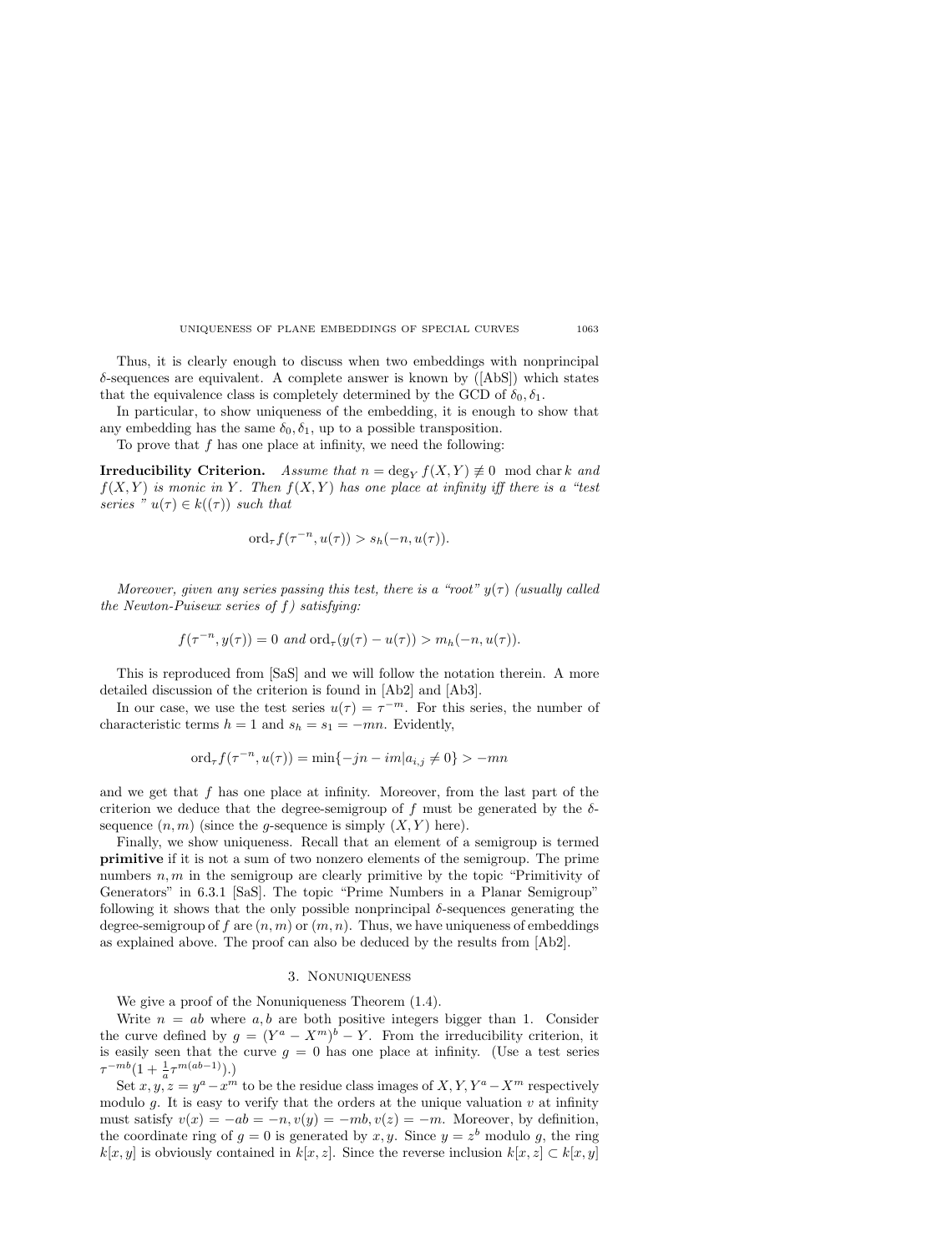Thus, it is clearly enough to discuss when two embeddings with nonprincipal $\delta$-sequences are equivalent. A complete answer is known by ([AbS]) which states that the equivalence class is completely determined by the GCD of $\delta_0, \delta_1$.

In particular, to show uniqueness of the embedding, it is enough to show that any embedding has the same $\delta_0, \delta_1$, up to a possible transposition.

To prove that $f$ has one place at infinity, we need the following:

**Irreducibility Criterion.** *Assume that $n = \deg_Y f(X,Y) \not\equiv 0 \mod \operatorname{char} k$ and $f(X,Y)$ is monic in $Y$. Then $f(X,Y)$ has one place at infinity iff there is a "test series " $u(\tau) \in k((\tau))$ such that*

$$\operatorname{ord}_\tau f(\tau^{-n}, u(\tau)) > s_h(-n, u(\tau)).$$

*Moreover, given any series passing this test, there is a "root" $y(\tau)$ (usually called the Newton-Puiseux series of $f$) satisfying:*

$$f(\tau^{-n}, y(\tau)) = 0 \text{ and } \operatorname{ord}_\tau(y(\tau) - u(\tau)) > m_h(-n, u(\tau)).$$

This is reproduced from [SaS] and we will follow the notation therein. A more detailed discussion of the criterion is found in [Ab2] and [Ab3].

In our case, we use the test series $u(\tau) = \tau^{-m}$. For this series, the number of characteristic terms $h = 1$ and $s_h = s_1 = -mn$. Evidently,

$$\operatorname{ord}_\tau f(\tau^{-n}, u(\tau)) = \min\{-jn - im | a_{i,j} \neq 0\} > -mn$$

and we get that $f$ has one place at infinity. Moreover, from the last part of the criterion we deduce that the degree-semigroup of $f$ must be generated by the $\delta$-sequence $(n, m)$ (since the $g$-sequence is simply $(X, Y)$ here).

Finally, we show uniqueness. Recall that an element of a semigroup is termed **primitive** if it is not a sum of two nonzero elements of the semigroup. The prime numbers $n, m$ in the semigroup are clearly primitive by the topic "Primitivity of Generators" in 6.3.1 [SaS]. The topic "Prime Numbers in a Planar Semigroup" following it shows that the only possible nonprincipal $\delta$-sequences generating the degree-semigroup of $f$ are $(n, m)$ or $(m, n)$. Thus, we have uniqueness of embeddings as explained above. The proof can also be deduced by the results from [Ab2].

## 3. Nonuniqueness

We give a proof of the Nonuniqueness Theorem (1.4).

Write $n = ab$ where $a, b$ are both positive integers bigger than 1. Consider the curve defined by $g = (Y^a - X^m)^b - Y$. From the irreducibility criterion, it is easily seen that the curve $g = 0$ has one place at infinity. (Use a test series $\tau^{-mb}(1 + \frac{1}{a}\tau^{m(ab-1)})$.)

Set $x, y, z = y^a - x^m$ to be the residue class images of $X, Y, Y^a - X^m$ respectively modulo $g$. It is easy to verify that the orders at the unique valuation $v$ at infinity must satisfy $v(x) = -ab = -n, v(y) = -mb, v(z) = -m$. Moreover, by definition, the coordinate ring of $g = 0$ is generated by $x, y$. Since $y = z^b$ modulo $g$, the ring $k[x, y]$ is obviously contained in $k[x, z]$. Since the reverse inclusion $k[x, z] \subset k[x, y]$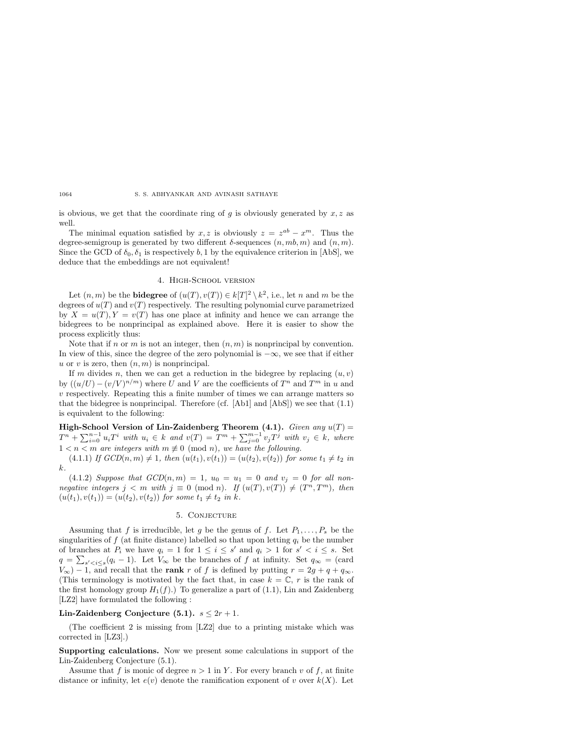is obvious, we get that the coordinate ring of $g$ is obviously generated by $x, z$ as well.

The minimal equation satisfied by $x, z$ is obviously $z = z^{ab} - x^m$. Thus the degree-semigroup is generated by two different $\delta$-sequences $(n, mb, m)$ and $(n, m)$. Since the GCD of $\delta_0, \delta_1$ is respectively $b, 1$ by the equivalence criterion in [AbS], we deduce that the embeddings are not equivalent!

## 4. High-School version

Let $(n, m)$ be the **bidegree** of $(u(T), v(T)) \in k[T]^2 \setminus k^2$, i.e., let $n$ and $m$ be the degrees of $u(T)$ and $v(T)$ respectively. The resulting polynomial curve parametrized by $X = u(T), Y = v(T)$ has one place at infinity and hence we can arrange the bidegrees to be nonprincipal as explained above. Here it is easier to show the process explicitly thus:

Note that if $n$ or $m$ is not an integer, then $(n, m)$ is nonprincipal by convention. In view of this, since the degree of the zero polynomial is $-\infty$, we see that if either $u$ or $v$ is zero, then $(n, m)$ is nonprincipal.

If $m$ divides $n$, then we can get a reduction in the bidegree by replacing $(u, v)$ by $((u/U) - (v/V)^{n/m})$ where $U$ and $V$ are the coefficients of $T^n$ and $T^m$ in $u$ and $v$ respectively. Repeating this a finite number of times we can arrange matters so that the bidegree is nonprincipal. Therefore (cf. [Ab1] and [AbS]) we see that (1.1) is equivalent to the following:

**High-School Version of Lin-Zaidenberg Theorem (4.1).** *Given any $u(T) = T^n + \sum_{i=0}^{n-1} u_i T^i$ with $u_i \in k$ and $v(T) = T^m + \sum_{j=0}^{m-1} v_j T^j$ with $v_j \in k$, where $1 < n < m$ are integers with $m \not\equiv 0 \pmod{n}$, we have the following.*

(4.1.1) *If $GCD(n, m) \neq 1$, then $(u(t_1), v(t_1)) = (u(t_2), v(t_2))$ for some $t_1 \neq t_2$ in $k$.*

(4.1.2) *Suppose that $GCD(n, m) = 1$, $u_0 = u_1 = 0$ and $v_j = 0$ for all nonnegative integers $j < m$ with $j \equiv 0 \pmod{n}$. If $(u(T), v(T)) \neq (T^n, T^m)$, then $(u(t_1), v(t_1)) = (u(t_2), v(t_2))$ for some $t_1 \neq t_2$ in $k$.*

## 5. Conjecture

Assuming that $f$ is irreducible, let $g$ be the genus of $f$. Let $P_1, \ldots, P_s$ be the singularities of $f$ (at finite distance) labelled so that upon letting $q_i$ be the number of branches at $P_i$ we have $q_i = 1$ for $1 \leq i \leq s'$ and $q_i > 1$ for $s' < i \leq s$. Set $q = \sum_{s' < i \leq s} (q_i - 1)$. Let $V_\infty$ be the branches of $f$ at infinity. Set $q_\infty =$ (card $V_\infty$) $- 1$, and recall that the **rank** $r$ of $f$ is defined by putting $r = 2g + q + q_\infty$. (This terminology is motivated by the fact that, in case $k = \mathbb{C}$, $r$ is the rank of the first homology group $H_1(f)$.) To generalize a part of (1.1), Lin and Zaidenberg [LZ2] have formulated the following :

**Lin-Zaidenberg Conjecture (5.1).** $s \leq 2r + 1$.

(The coefficient 2 is missing from [LZ2] due to a printing mistake which was corrected in [LZ3].)

**Supporting calculations.** Now we present some calculations in support of the Lin-Zaidenberg Conjecture (5.1).

Assume that $f$ is monic of degree $n > 1$ in $Y$. For every branch $v$ of $f$, at finite distance or infinity, let $e(v)$ denote the ramification exponent of $v$ over $k(X)$. Let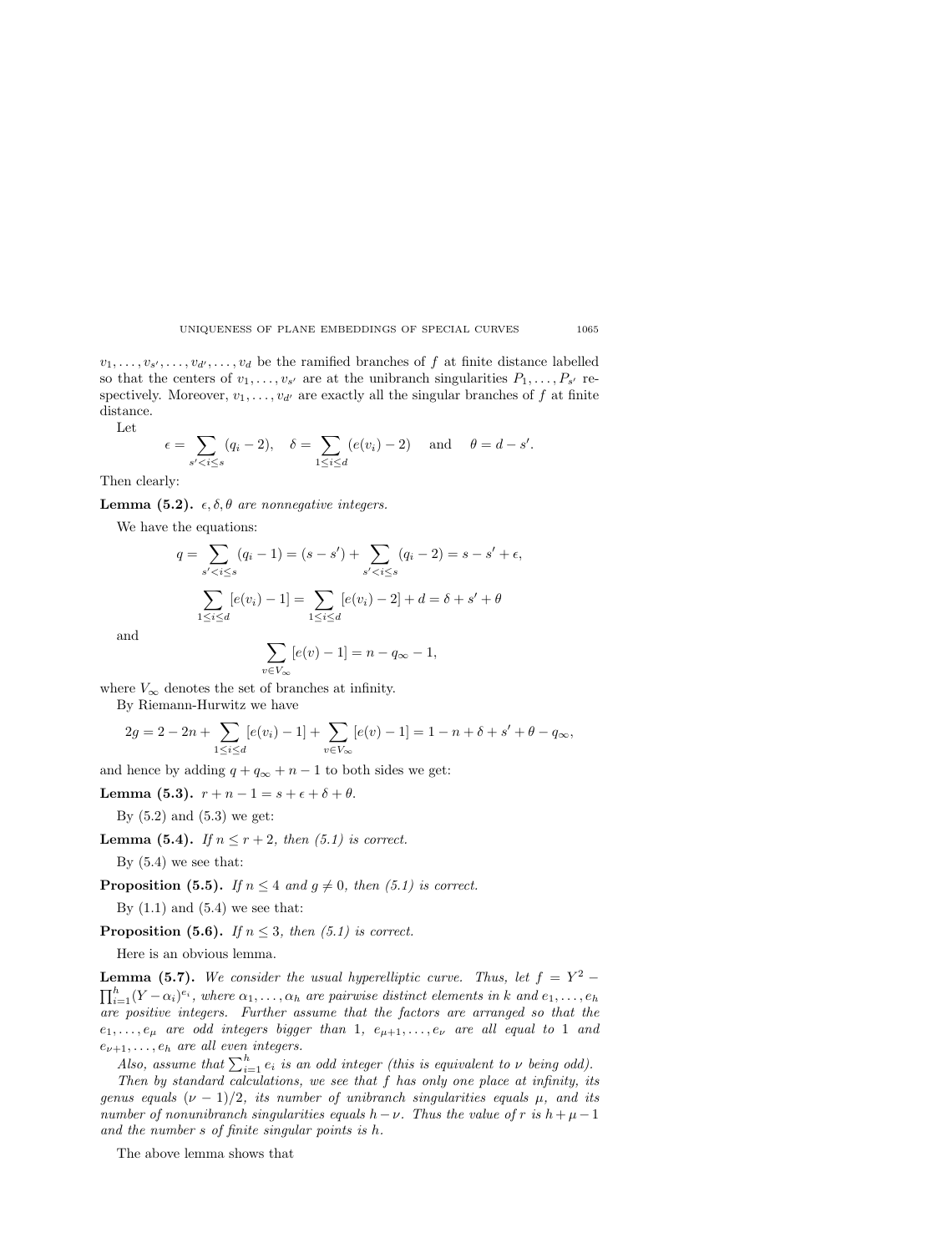$v_1, \dots, v_{s'}, \dots, v_{d'}, \dots, v_d$ be the ramified branches of $f$ at finite distance labelled so that the centers of $v_1, \dots, v_{s'}$ are at the unibranch singularities $P_1, \dots, P_{s'}$ respectively. Moreover, $v_1, \dots, v_{d'}$ are exactly all the singular branches of $f$ at finite distance.

Let

$$\epsilon = \sum_{s' < i \le s} (q_i - 2), \quad \delta = \sum_{1 \le i \le d} (e(v_i) - 2) \quad \text{and} \quad \theta = d - s'.$$

Then clearly:

**Lemma (5.2).** *$\epsilon, \delta, \theta$ are nonnegative integers.*

We have the equations:

$$q = \sum_{s' < i \le s} (q_i - 1) = (s - s') + \sum_{s' < i \le s} (q_i - 2) = s - s' + \epsilon,$$

$$\sum_{1 \le i \le d} [e(v_i) - 1] = \sum_{1 \le i \le d} [e(v_i) - 2] + d = \delta + s' + \theta$$

and

$$\sum_{v \in V_\infty} [e(v) - 1] = n - q_\infty - 1,$$

where $V_\infty$ denotes the set of branches at infinity.

By Riemann-Hurwitz we have

$$2g = 2 - 2n + \sum_{1 \le i \le d} [e(v_i) - 1] + \sum_{v \in V_\infty} [e(v) - 1] = 1 - n + \delta + s' + \theta - q_\infty,$$

and hence by adding $q + q_\infty + n - 1$ to both sides we get:

**Lemma (5.3).** *$r + n - 1 = s + \epsilon + \delta + \theta$.*

By (5.2) and (5.3) we get:

**Lemma (5.4).** *If $n \le r + 2$, then (5.1) is correct.*

By (5.4) we see that:

**Proposition (5.5).** *If $n \le 4$ and $g \ne 0$, then (5.1) is correct.*

By (1.1) and (5.4) we see that:

**Proposition (5.6).** *If $n \le 3$, then (5.1) is correct.*

Here is an obvious lemma.

**Lemma (5.7).** *We consider the usual hyperelliptic curve. Thus, let $f = Y^2 - \prod_{i=1}^h (Y - \alpha_i)^{e_i}$, where $\alpha_1, \dots, \alpha_h$ are pairwise distinct elements in $k$ and $e_1, \dots, e_h$ are positive integers. Further assume that the factors are arranged so that the $e_1, \dots, e_\mu$ are odd integers bigger than 1, $e_{\mu+1}, \dots, e_\nu$ are all equal to 1 and $e_{\nu+1}, \dots, e_h$ are all even integers.*

*Also, assume that $\sum_{i=1}^h e_i$ is an odd integer (this is equivalent to $\nu$ being odd).*

*Then by standard calculations, we see that $f$ has only one place at infinity, its genus equals $(\nu - 1)/2$, its number of unibranch singularities equals $\mu$, and its number of nonunibranch singularities equals $h - \nu$. Thus the value of $r$ is $h + \mu - 1$ and the number $s$ of finite singular points is $h$.*

The above lemma shows that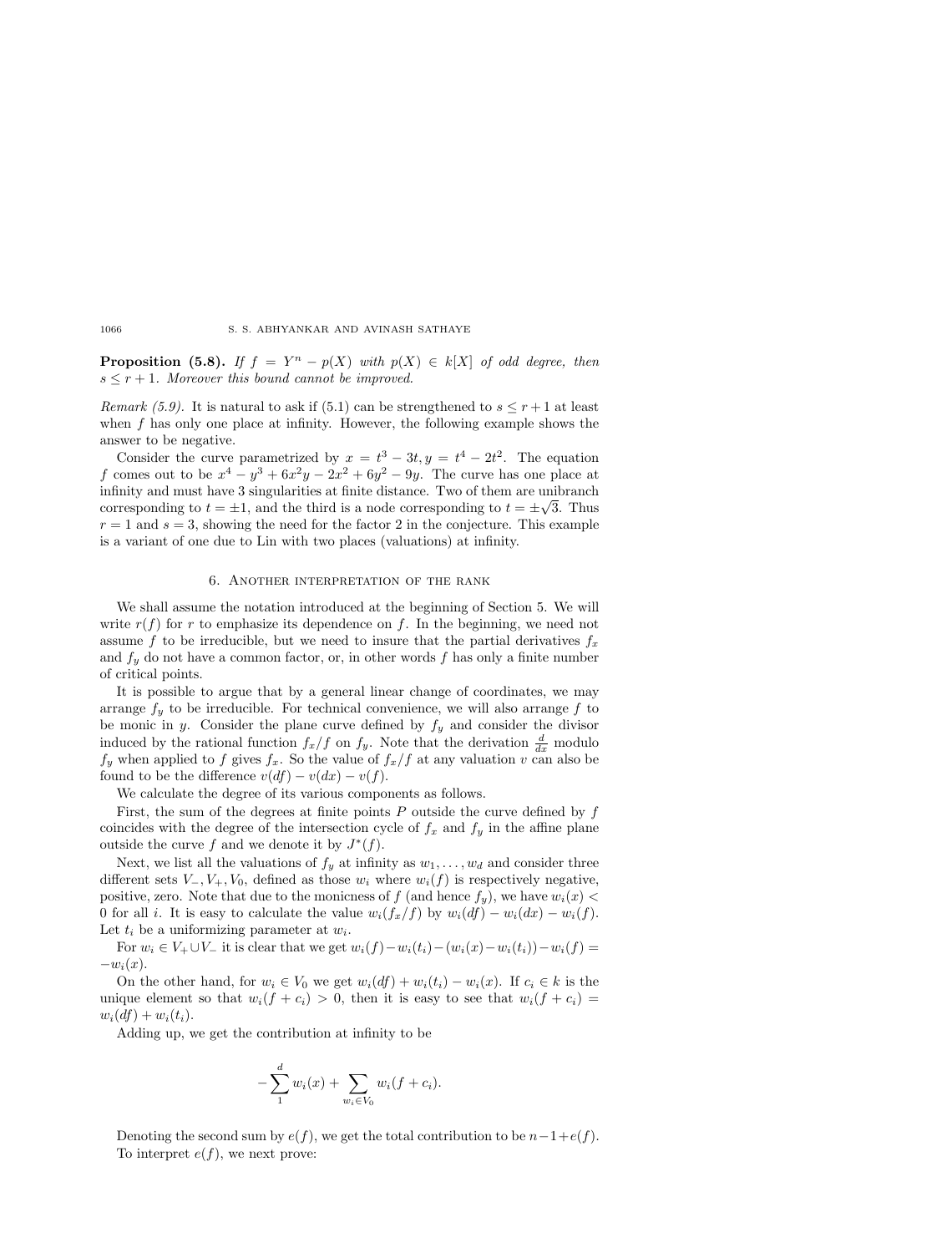**Proposition (5.8).** *If $f = Y^n - p(X)$ with $p(X) \in k[X]$ of odd degree, then $s \leq r + 1$. Moreover this bound cannot be improved.*

*Remark (5.9).* It is natural to ask if (5.1) can be strengthened to $s \leq r+1$ at least when $f$ has only one place at infinity. However, the following example shows the answer to be negative.

Consider the curve parametrized by $x = t^3 - 3t, y = t^4 - 2t^2$. The equation $f$ comes out to be $x^4 - y^3 + 6x^2y - 2x^2 + 6y^2 - 9y$. The curve has one place at infinity and must have 3 singularities at finite distance. Two of them are unibranch corresponding to $t = \pm 1$, and the third is a node corresponding to $t = \pm\sqrt{3}$. Thus $r = 1$ and $s = 3$, showing the need for the factor 2 in the conjecture. This example is a variant of one due to Lin with two places (valuations) at infinity.

## 6. Another interpretation of the rank

We shall assume the notation introduced at the beginning of Section 5. We will write $r(f)$ for $r$ to emphasize its dependence on $f$. In the beginning, we need not assume $f$ to be irreducible, but we need to insure that the partial derivatives $f_x$ and $f_y$ do not have a common factor, or, in other words $f$ has only a finite number of critical points.

It is possible to argue that by a general linear change of coordinates, we may arrange $f_y$ to be irreducible. For technical convenience, we will also arrange $f$ to be monic in $y$. Consider the plane curve defined by $f_y$ and consider the divisor induced by the rational function $f_x/f$ on $f_y$. Note that the derivation $\frac{d}{dx}$ modulo $f_y$ when applied to $f$ gives $f_x$. So the value of $f_x/f$ at any valuation $v$ can also be found to be the difference $v(df) - v(dx) - v(f)$.

We calculate the degree of its various components as follows.

First, the sum of the degrees at finite points $P$ outside the curve defined by $f$ coincides with the degree of the intersection cycle of $f_x$ and $f_y$ in the affine plane outside the curve $f$ and we denote it by $J^*(f)$.

Next, we list all the valuations of $f_y$ at infinity as $w_1, \ldots, w_d$ and consider three different sets $V_-, V_+, V_0$, defined as those $w_i$ where $w_i(f)$ is respectively negative, positive, zero. Note that due to the monicness of $f$ (and hence $f_y$), we have $w_i(x) < 0$ for all $i$. It is easy to calculate the value $w_i(f_x/f)$ by $w_i(df) - w_i(dx) - w_i(f)$. Let $t_i$ be a uniformizing parameter at $w_i$.

For $w_i \in V_+ \cup V_-$ it is clear that we get $w_i(f) - w_i(t_i) - (w_i(x) - w_i(t_i)) - w_i(f) = -w_i(x)$.

On the other hand, for $w_i \in V_0$ we get $w_i(df) + w_i(t_i) - w_i(x)$. If $c_i \in k$ is the unique element so that $w_i(f + c_i) > 0$, then it is easy to see that $w_i(f + c_i) = w_i(df) + w_i(t_i)$.

Adding up, we get the contribution at infinity to be

$$-\sum_{1}^{d} w_i(x) + \sum_{w_i \in V_0} w_i(f + c_i).$$

Denoting the second sum by $e(f)$, we get the total contribution to be $n - 1 + e(f)$. To interpret $e(f)$, we next prove: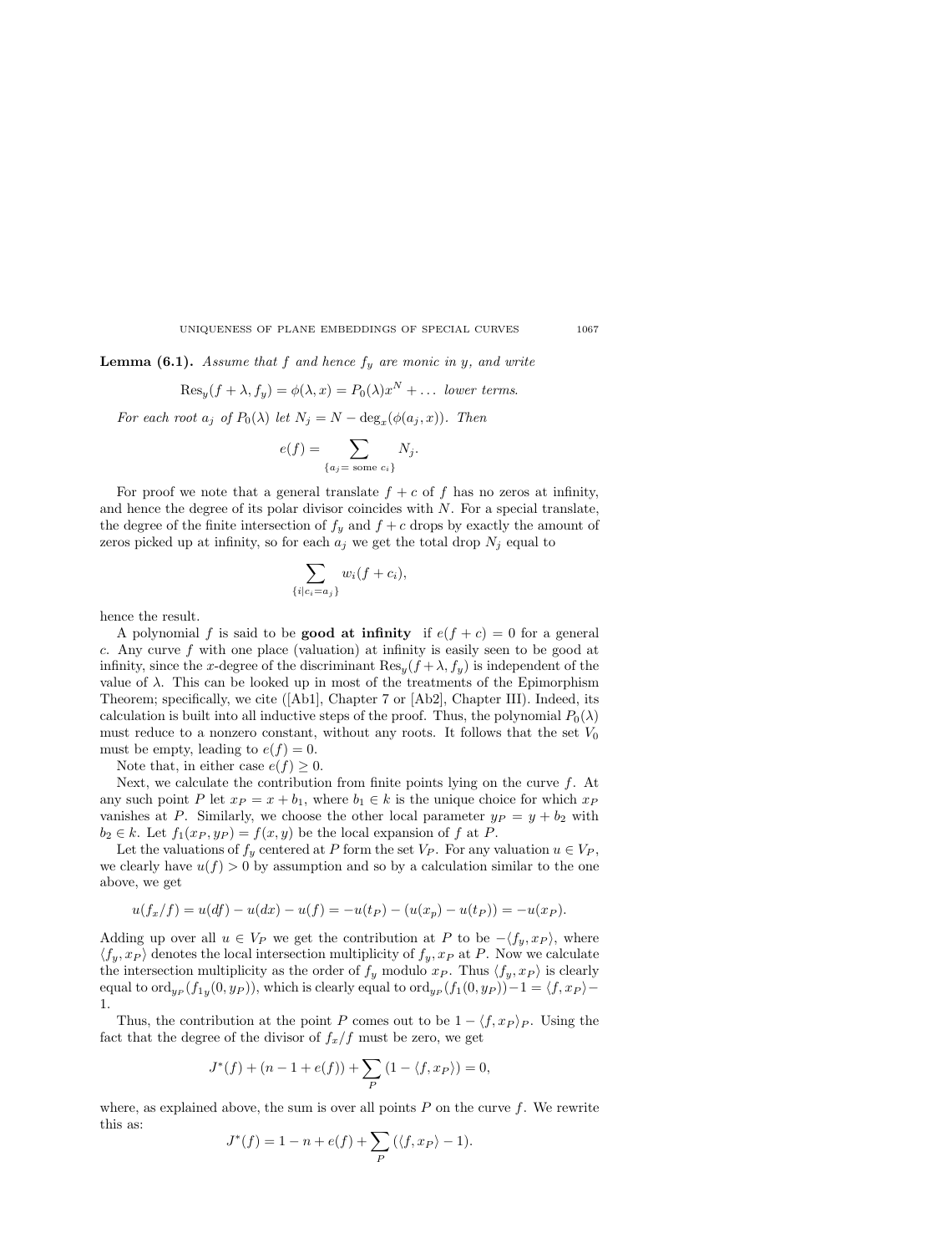**Lemma (6.1).** *Assume that $f$ and hence $f_y$ are monic in $y$, and write*

$$\mathrm{Res}_y(f+\lambda, f_y) = \phi(\lambda, x) = P_0(\lambda)x^N + \dots \text{ lower terms.}$$

*For each root $a_j$ of $P_0(\lambda)$ let $N_j = N - \deg_x(\phi(a_j, x))$. Then*

$$e(f) = \sum_{\{a_j = \text{ some } c_i\}} N_j.$$

For proof we note that a general translate $f + c$ of $f$ has no zeros at infinity, and hence the degree of its polar divisor coincides with $N$. For a special translate, the degree of the finite intersection of $f_y$ and $f + c$ drops by exactly the amount of zeros picked up at infinity, so for each $a_j$ we get the total drop $N_j$ equal to

$$\sum_{\{i | c_i = a_j\}} w_i(f + c_i),$$

hence the result.

A polynomial $f$ is said to be **good at infinity** if $e(f + c) = 0$ for a general $c$. Any curve $f$ with one place (valuation) at infinity is easily seen to be good at infinity, since the $x$-degree of the discriminant $\mathrm{Res}_y(f + \lambda, f_y)$ is independent of the value of $\lambda$. This can be looked up in most of the treatments of the Epimorphism Theorem; specifically, we cite ([Ab1], Chapter 7 or [Ab2], Chapter III). Indeed, its calculation is built into all inductive steps of the proof. Thus, the polynomial $P_0(\lambda)$ must reduce to a nonzero constant, without any roots. It follows that the set $V_0$ must be empty, leading to $e(f) = 0$.

Note that, in either case $e(f) \geq 0$.

Next, we calculate the contribution from finite points lying on the curve $f$. At any such point $P$ let $x_P = x + b_1$, where $b_1 \in k$ is the unique choice for which $x_P$ vanishes at $P$. Similarly, we choose the other local parameter $y_P = y + b_2$ with $b_2 \in k$. Let $f_1(x_P, y_P) = f(x, y)$ be the local expansion of $f$ at $P$.

Let the valuations of $f_y$ centered at $P$ form the set $V_P$. For any valuation $u \in V_P$, we clearly have $u(f) > 0$ by assumption and so by a calculation similar to the one above, we get

$$u(f_x/f) = u(df) - u(dx) - u(f) = -u(t_P) - (u(x_p) - u(t_P)) = -u(x_P).$$

Adding up over all $u \in V_P$ we get the contribution at $P$ to be $-\langle f_y, x_P\rangle$, where $\langle f_y, x_P\rangle$ denotes the local intersection multiplicity of $f_y, x_P$ at $P$. Now we calculate the intersection multiplicity as the order of $f_y$ modulo $x_P$. Thus $\langle f_y, x_P\rangle$ is clearly equal to $\mathrm{ord}_{y_P}(f_{1y}(0, y_P))$, which is clearly equal to $\mathrm{ord}_{y_P}(f_1(0, y_P)) - 1 = \langle f, x_P\rangle - 1$.

Thus, the contribution at the point $P$ comes out to be $1 - \langle f, x_P\rangle_P$. Using the fact that the degree of the divisor of $f_x/f$ must be zero, we get

$$J^*(f) + (n - 1 + e(f)) + \sum_P (1 - \langle f, x_P\rangle) = 0,$$

where, as explained above, the sum is over all points $P$ on the curve $f$. We rewrite this as:

$$J^*(f) = 1 - n + e(f) + \sum_P (\langle f, x_P\rangle - 1).$$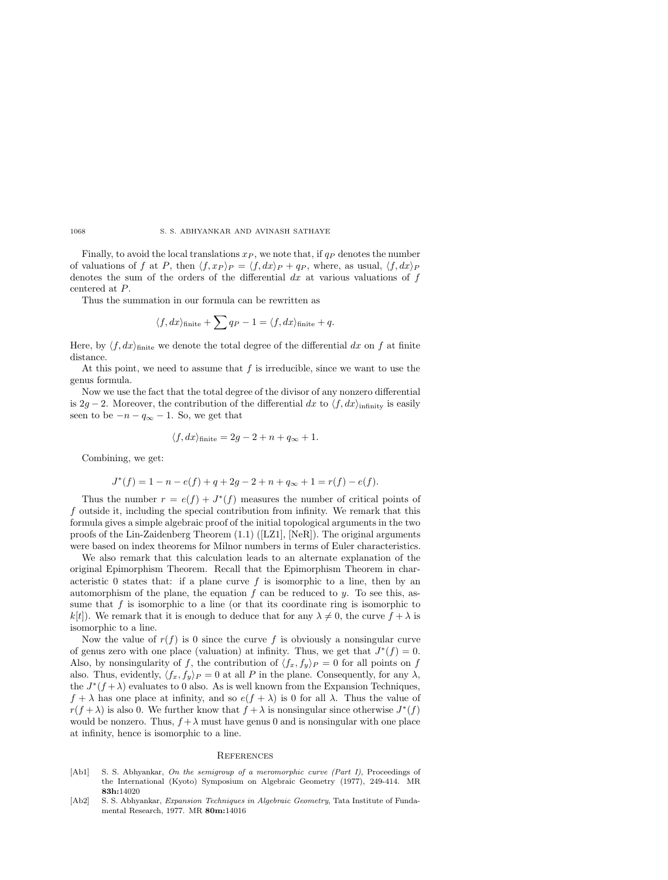Finally, to avoid the local translations $x_P$, we note that, if $q_P$ denotes the number of valuations of $f$ at $P$, then $\langle f, x_P\rangle_P = \langle f, dx\rangle_P + q_P$, where, as usual, $\langle f, dx\rangle_P$ denotes the sum of the orders of the differential $dx$ at various valuations of $f$ centered at $P$.

Thus the summation in our formula can be rewritten as

$$\langle f, dx\rangle_{\text{finite}} + \sum q_P - 1 = \langle f, dx\rangle_{\text{finite}} + q.$$

Here, by $\langle f, dx\rangle_{\text{finite}}$ we denote the total degree of the differential $dx$ on $f$ at finite distance.

At this point, we need to assume that $f$ is irreducible, since we want to use the genus formula.

Now we use the fact that the total degree of the divisor of any nonzero differential is $2g - 2$. Moreover, the contribution of the differential $dx$ to $\langle f, dx\rangle_{\text{infinity}}$ is easily seen to be $-n - q_\infty - 1$. So, we get that

$$\langle f, dx\rangle_{\text{finite}} = 2g - 2 + n + q_\infty + 1.$$

Combining, we get:

$$J^*(f) = 1 - n - e(f) + q + 2g - 2 + n + q_\infty + 1 = r(f) - e(f).$$

Thus the number $r = e(f) + J^*(f)$ measures the number of critical points of $f$ outside it, including the special contribution from infinity. We remark that this formula gives a simple algebraic proof of the initial topological arguments in the two proofs of the Lin-Zaidenberg Theorem (1.1) ([LZ1], [NeR]). The original arguments were based on index theorems for Milnor numbers in terms of Euler characteristics.

We also remark that this calculation leads to an alternate explanation of the original Epimorphism Theorem. Recall that the Epimorphism Theorem in characteristic 0 states that: if a plane curve $f$ is isomorphic to a line, then by an automorphism of the plane, the equation $f$ can be reduced to $y$. To see this, assume that $f$ is isomorphic to a line (or that its coordinate ring is isomorphic to $k[t]$). We remark that it is enough to deduce that for any $\lambda \neq 0$, the curve $f + \lambda$ is isomorphic to a line.

Now the value of $r(f)$ is 0 since the curve $f$ is obviously a nonsingular curve of genus zero with one place (valuation) at infinity. Thus, we get that $J^*(f) = 0$. Also, by nonsingularity of $f$, the contribution of $\langle f_x, f_y\rangle_P = 0$ for all points on $f$ also. Thus, evidently, $\langle f_x, f_y\rangle_P = 0$ at all $P$ in the plane. Consequently, for any $\lambda$, the $J^*(f+\lambda)$ evaluates to 0 also. As is well known from the Expansion Techniques, $f + \lambda$ has one place at infinity, and so $e(f + \lambda)$ is 0 for all $\lambda$. Thus the value of $r(f + \lambda)$ is also 0. We further know that $f + \lambda$ is nonsingular since otherwise $J^*(f)$ would be nonzero. Thus, $f + \lambda$ must have genus 0 and is nonsingular with one place at infinity, hence is isomorphic to a line.

## References

[Ab1] S. S. Abhyankar, *On the semigroup of a meromorphic curve (Part I)*, Proceedings of the International (Kyoto) Symposium on Algebraic Geometry (1977), 249-414. MR **83h:**14020

[Ab2] S. S. Abhyankar, *Expansion Techniques in Algebraic Geometry*, Tata Institute of Fundamental Research, 1977. MR **80m:**14016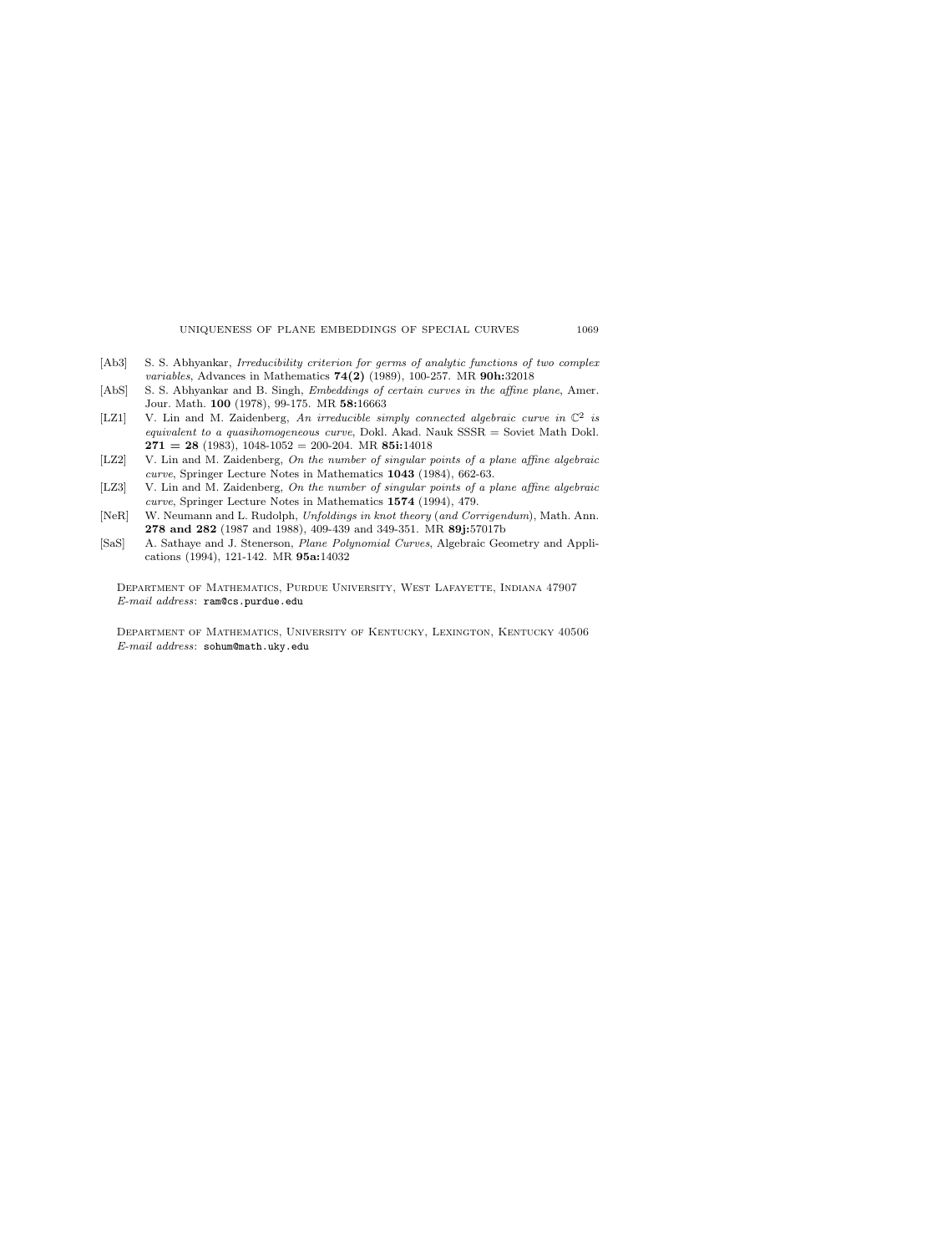[Ab3] S. S. Abhyankar, *Irreducibility criterion for germs of analytic functions of two complex variables*, Advances in Mathematics **74(2)** (1989), 100-257. MR **90h:**32018

[AbS] S. S. Abhyankar and B. Singh, *Embeddings of certain curves in the affine plane*, Amer. Jour. Math. **100** (1978), 99-175. MR **58:**16663

[LZ1] V. Lin and M. Zaidenberg, *An irreducible simply connected algebraic curve in $\mathbb{C}^2$ is equivalent to a quasihomogeneous curve*, Dokl. Akad. Nauk SSSR = Soviet Math Dokl. **271 = 28** (1983), 1048-1052 = 200-204. MR **85i:**14018

[LZ2] V. Lin and M. Zaidenberg, *On the number of singular points of a plane affine algebraic curve*, Springer Lecture Notes in Mathematics **1043** (1984), 662-63.

[LZ3] V. Lin and M. Zaidenberg, *On the number of singular points of a plane affine algebraic curve*, Springer Lecture Notes in Mathematics **1574** (1994), 479.

[NeR] W. Neumann and L. Rudolph, *Unfoldings in knot theory* (*and Corrigendum*), Math. Ann. **278 and 282** (1987 and 1988), 409-439 and 349-351. MR **89j:**57017b

[SaS] A. Sathaye and J. Stenerson, *Plane Polynomial Curves*, Algebraic Geometry and Applications (1994), 121-142. MR **95a:**14032

Department of Mathematics, Purdue University, West Lafayette, Indiana 47907
*E-mail address*: `ram@cs.purdue.edu`

Department of Mathematics, University of Kentucky, Lexington, Kentucky 40506
*E-mail address*: `sohum@math.uky.edu`